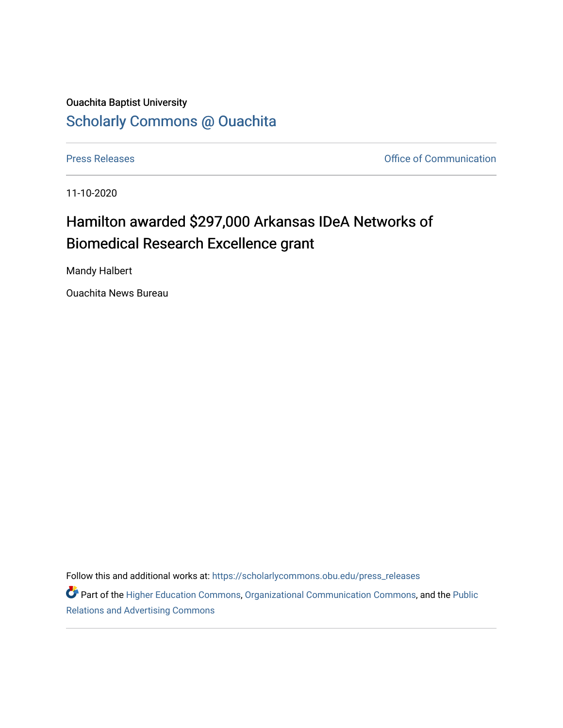Ouachita Baptist University

# Scholarly Commons @ Ouachita

Press Releases | Office of Communication

11-10-2020

## Hamilton awarded $297,000 Arkansas IDeA Networks of Biomedical Research Excellence grant

Mandy Halbert

Ouachita News Bureau

Follow this and additional works at: https://scholarlycommons.obu.edu/press_releases

Part of the Higher Education Commons, Organizational Communication Commons, and the Public Relations and Advertising Commons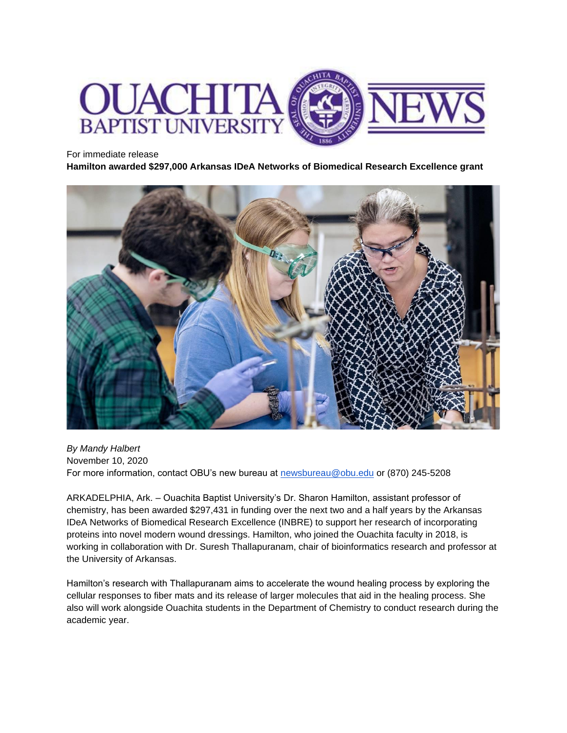For immediate release

**Hamilton awarded $297,000 Arkansas IDeA Networks of Biomedical Research Excellence grant**

*By Mandy Halbert*
November 10, 2020
For more information, contact OBU's new bureau at [newsbureau@obu.edu](mailto:newsbureau@obu.edu) or (870) 245-5208

ARKADELPHIA, Ark. – Ouachita Baptist University's Dr. Sharon Hamilton, assistant professor of chemistry, has been awarded $297,431 in funding over the next two and a half years by the Arkansas IDeA Networks of Biomedical Research Excellence (INBRE) to support her research of incorporating proteins into novel modern wound dressings. Hamilton, who joined the Ouachita faculty in 2018, is working in collaboration with Dr. Suresh Thallapuranam, chair of bioinformatics research and professor at the University of Arkansas.

Hamilton's research with Thallapuranam aims to accelerate the wound healing process by exploring the cellular responses to fiber mats and its release of larger molecules that aid in the healing process. She also will work alongside Ouachita students in the Department of Chemistry to conduct research during the academic year.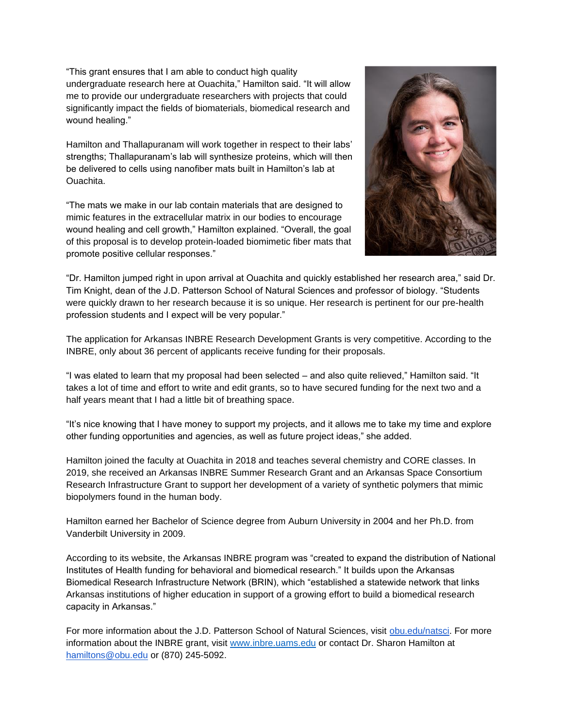"This grant ensures that I am able to conduct high quality undergraduate research here at Ouachita," Hamilton said. "It will allow me to provide our undergraduate researchers with projects that could significantly impact the fields of biomaterials, biomedical research and wound healing."

Hamilton and Thallapuranam will work together in respect to their labs' strengths; Thallapuranam's lab will synthesize proteins, which will then be delivered to cells using nanofiber mats built in Hamilton's lab at Ouachita.

"The mats we make in our lab contain materials that are designed to mimic features in the extracellular matrix in our bodies to encourage wound healing and cell growth," Hamilton explained. "Overall, the goal of this proposal is to develop protein-loaded biomimetic fiber mats that promote positive cellular responses."

"Dr. Hamilton jumped right in upon arrival at Ouachita and quickly established her research area," said Dr. Tim Knight, dean of the J.D. Patterson School of Natural Sciences and professor of biology. "Students were quickly drawn to her research because it is so unique. Her research is pertinent for our pre-health profession students and I expect will be very popular."

The application for Arkansas INBRE Research Development Grants is very competitive. According to the INBRE, only about 36 percent of applicants receive funding for their proposals.

"I was elated to learn that my proposal had been selected – and also quite relieved," Hamilton said. "It takes a lot of time and effort to write and edit grants, so to have secured funding for the next two and a half years meant that I had a little bit of breathing space.

"It's nice knowing that I have money to support my projects, and it allows me to take my time and explore other funding opportunities and agencies, as well as future project ideas," she added.

Hamilton joined the faculty at Ouachita in 2018 and teaches several chemistry and CORE classes. In 2019, she received an Arkansas INBRE Summer Research Grant and an Arkansas Space Consortium Research Infrastructure Grant to support her development of a variety of synthetic polymers that mimic biopolymers found in the human body.

Hamilton earned her Bachelor of Science degree from Auburn University in 2004 and her Ph.D. from Vanderbilt University in 2009.

According to its website, the Arkansas INBRE program was "created to expand the distribution of National Institutes of Health funding for behavioral and biomedical research." It builds upon the Arkansas Biomedical Research Infrastructure Network (BRIN), which "established a statewide network that links Arkansas institutions of higher education in support of a growing effort to build a biomedical research capacity in Arkansas."

For more information about the J.D. Patterson School of Natural Sciences, visit obu.edu/natsci. For more information about the INBRE grant, visit www.inbre.uams.edu or contact Dr. Sharon Hamilton at hamiltons@obu.edu or (870) 245-5092.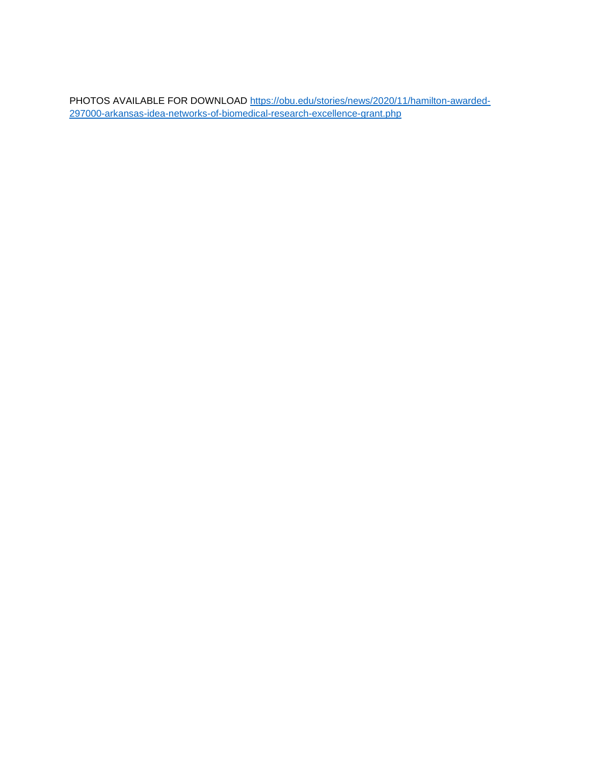PHOTOS AVAILABLE FOR DOWNLOAD [https://obu.edu/stories/news/2020/11/hamilton-awarded-297000-arkansas-idea-networks-of-biomedical-research-excellence-grant.php](https://obu.edu/stories/news/2020/11/hamilton-awarded-297000-arkansas-idea-networks-of-biomedical-research-excellence-grant.php)